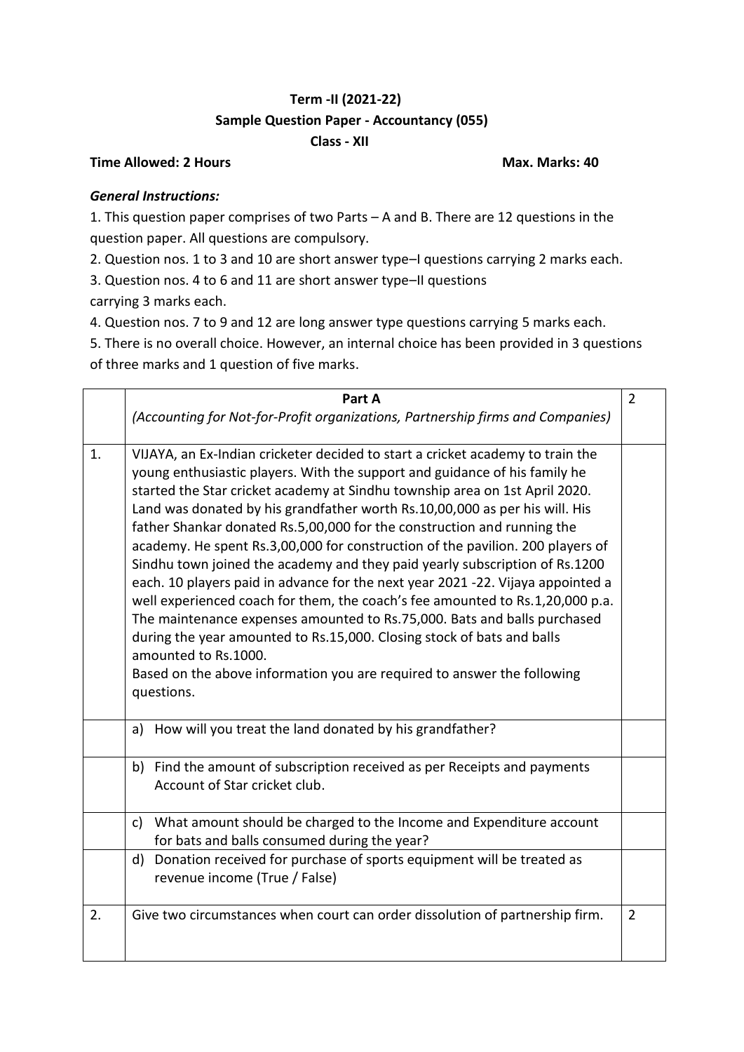**Term -II (2021-22)**

**Sample Question Paper - Accountancy (055)**

**Class - XII**

**Time Allowed: 2 Hours** **Max. Marks: 40**

***General Instructions:***

1. This question paper comprises of two Parts – A and B. There are 12 questions in the question paper. All questions are compulsory.
2. Question nos. 1 to 3 and 10 are short answer type–I questions carrying 2 marks each.
3. Question nos. 4 to 6 and 11 are short answer type–II questions carrying 3 marks each.
4. Question nos. 7 to 9 and 12 are long answer type questions carrying 5 marks each.
5. There is no overall choice. However, an internal choice has been provided in 3 questions of three marks and 1 question of five marks.

| | **Part A**<br>*(Accounting for Not-for-Profit organizations, Partnership firms and Companies)* | 2 |
|---|---|---|
| 1. | VIJAYA, an Ex-Indian cricketer decided to start a cricket academy to train the young enthusiastic players. With the support and guidance of his family he started the Star cricket academy at Sindhu township area on 1st April 2020. Land was donated by his grandfather worth Rs.10,00,000 as per his will. His father Shankar donated Rs.5,00,000 for the construction and running the academy. He spent Rs.3,00,000 for construction of the pavilion. 200 players of Sindhu town joined the academy and they paid yearly subscription of Rs.1200 each. 10 players paid in advance for the next year 2021 -22. Vijaya appointed a well experienced coach for them, the coach's fee amounted to Rs.1,20,000 p.a. The maintenance expenses amounted to Rs.75,000. Bats and balls purchased during the year amounted to Rs.15,000. Closing stock of bats and balls amounted to Rs.1000.<br>Based on the above information you are required to answer the following questions. | |
| | a) How will you treat the land donated by his grandfather? | |
| | b) Find the amount of subscription received as per Receipts and payments Account of Star cricket club. | |
| | c) What amount should be charged to the Income and Expenditure account for bats and balls consumed during the year? | |
| | d) Donation received for purchase of sports equipment will be treated as revenue income (True / False) | |
| 2. | Give two circumstances when court can order dissolution of partnership firm. | 2 |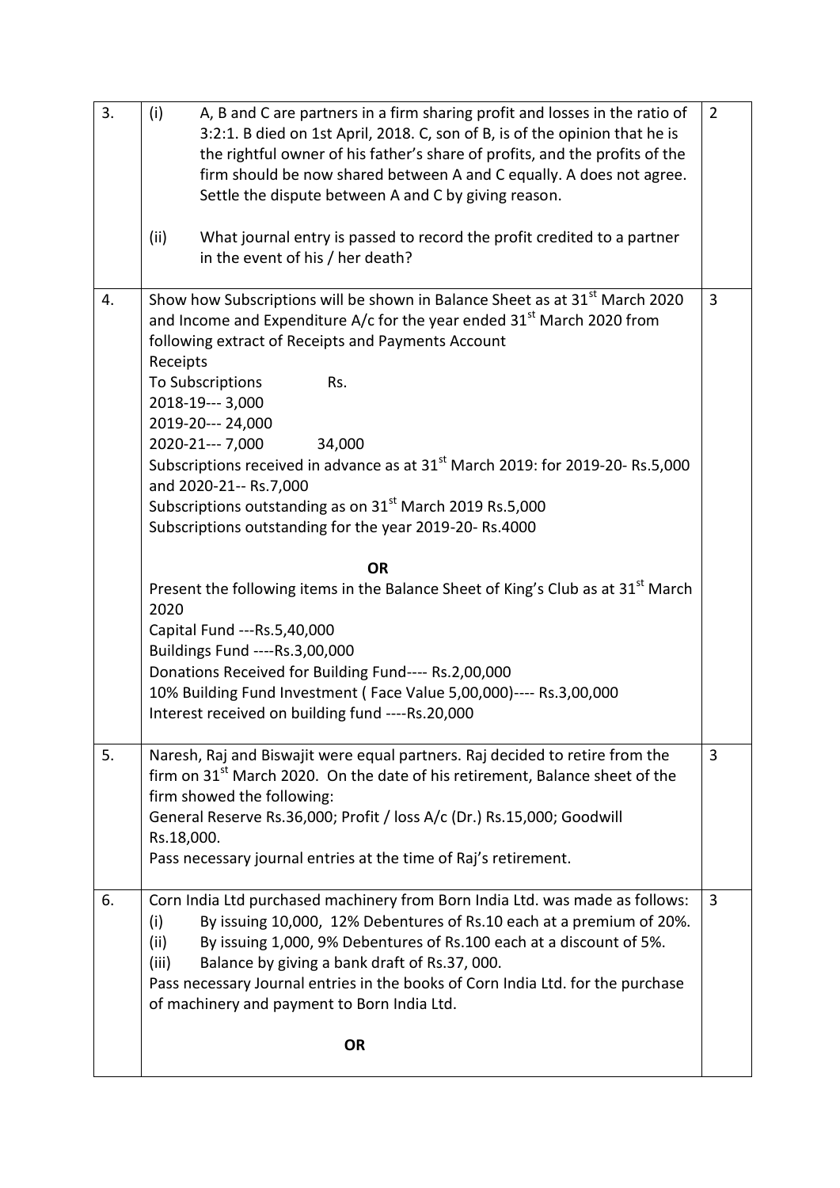| | | |
|---|---|---|
| 3. | (i) A, B and C are partners in a firm sharing profit and losses in the ratio of 3:2:1. B died on 1st April, 2018. C, son of B, is of the opinion that he is the rightful owner of his father's share of profits, and the profits of the firm should be now shared between A and C equally. A does not agree. Settle the dispute between A and C by giving reason.<br><br>(ii) What journal entry is passed to record the profit credited to a partner in the event of his / her death? | 2 |
| 4. | Show how Subscriptions will be shown in Balance Sheet as at 31st March 2020 and Income and Expenditure A/c for the year ended 31st March 2020 from following extract of Receipts and Payments Account<br>Receipts<br>To Subscriptions Rs.<br>2018-19--- 3,000<br>2019-20--- 24,000<br>2020-21--- 7,000 34,000<br>Subscriptions received in advance as at 31st March 2019: for 2019-20- Rs.5,000 and 2020-21-- Rs.7,000<br>Subscriptions outstanding as on 31st March 2019 Rs.5,000<br>Subscriptions outstanding for the year 2019-20- Rs.4000<br><br>**OR**<br><br>Present the following items in the Balance Sheet of King's Club as at 31st March 2020<br>Capital Fund ---Rs.5,40,000<br>Buildings Fund ----Rs.3,00,000<br>Donations Received for Building Fund---- Rs.2,00,000<br>10% Building Fund Investment ( Face Value 5,00,000)---- Rs.3,00,000<br>Interest received on building fund ----Rs.20,000 | 3 |
| 5. | Naresh, Raj and Biswajit were equal partners. Raj decided to retire from the firm on 31st March 2020. On the date of his retirement, Balance sheet of the firm showed the following:<br>General Reserve Rs.36,000; Profit / loss A/c (Dr.) Rs.15,000; Goodwill Rs.18,000.<br>Pass necessary journal entries at the time of Raj's retirement. | 3 |
| 6. | Corn India Ltd purchased machinery from Born India Ltd. was made as follows:<br>(i) By issuing 10,000, 12% Debentures of Rs.10 each at a premium of 20%.<br>(ii) By issuing 1,000, 9% Debentures of Rs.100 each at a discount of 5%.<br>(iii) Balance by giving a bank draft of Rs.37, 000.<br>Pass necessary Journal entries in the books of Corn India Ltd. for the purchase of machinery and payment to Born India Ltd.<br><br>**OR** | 3 |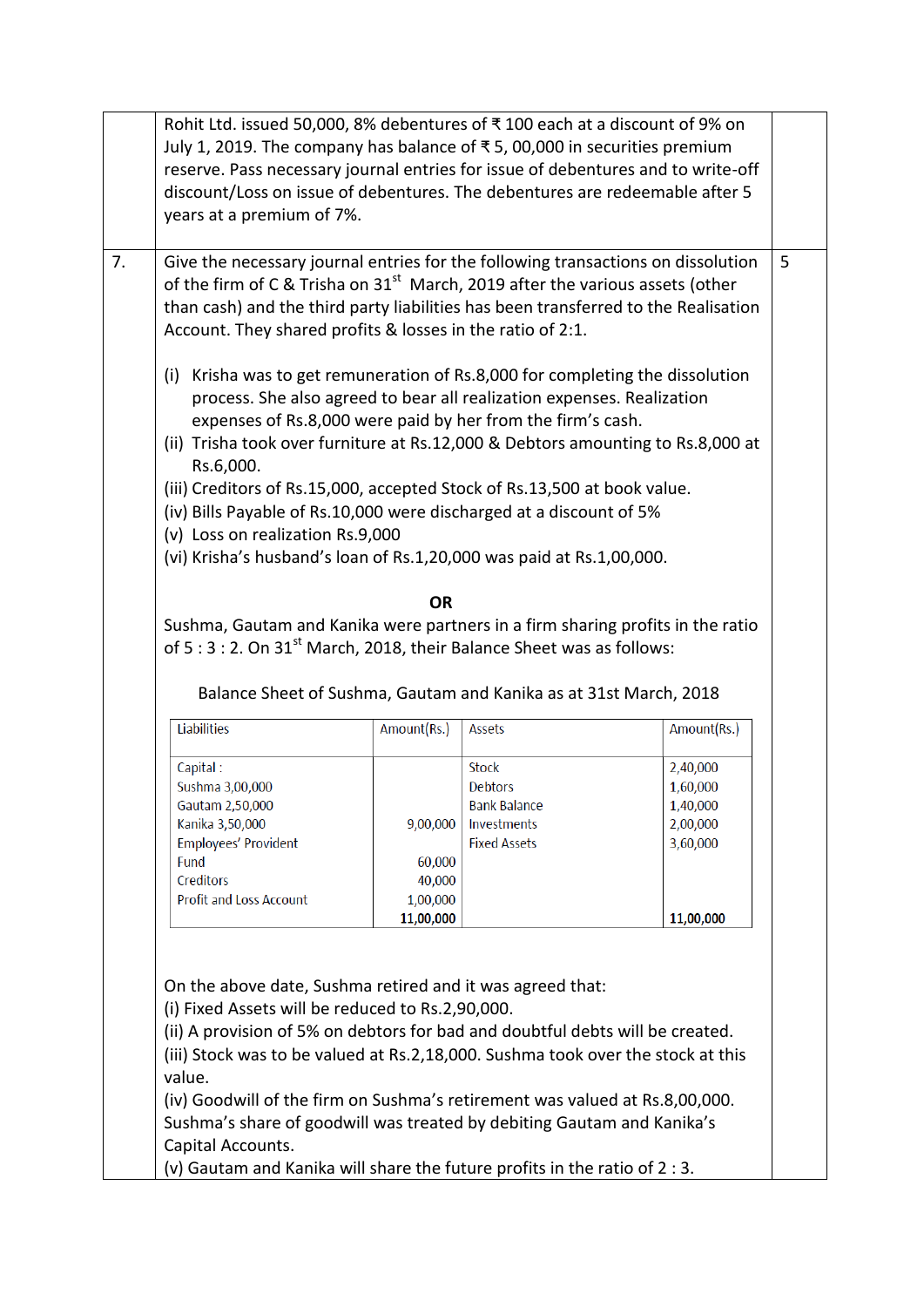Rohit Ltd. issued 50,000, 8% debentures of ₹ 100 each at a discount of 9% on July 1, 2019. The company has balance of ₹ 5, 00,000 in securities premium reserve. Pass necessary journal entries for issue of debentures and to write-off discount/Loss on issue of debentures. The debentures are redeemable after 5 years at a premium of 7%.

7. Give the necessary journal entries for the following transactions on dissolution of the firm of C & Trisha on 31st March, 2019 after the various assets (other than cash) and the third party liabilities has been transferred to the Realisation Account. They shared profits & losses in the ratio of 2:1. **5**

(i) Krisha was to get remuneration of Rs.8,000 for completing the dissolution process. She also agreed to bear all realization expenses. Realization expenses of Rs.8,000 were paid by her from the firm's cash.
(ii) Trisha took over furniture at Rs.12,000 & Debtors amounting to Rs.8,000 at Rs.6,000.
(iii) Creditors of Rs.15,000, accepted Stock of Rs.13,500 at book value.
(iv) Bills Payable of Rs.10,000 were discharged at a discount of 5%
(v) Loss on realization Rs.9,000
(vi) Krisha's husband's loan of Rs.1,20,000 was paid at Rs.1,00,000.

**OR**

Sushma, Gautam and Kanika were partners in a firm sharing profits in the ratio of 5 : 3 : 2. On 31st March, 2018, their Balance Sheet was as follows:

Balance Sheet of Sushma, Gautam and Kanika as at 31st March, 2018

| Liabilities | Amount(Rs.) | Assets | Amount(Rs.) |
|---|---|---|---|
| Capital : | | Stock | 2,40,000 |
| Sushma 3,00,000 | | Debtors | 1,60,000 |
| Gautam 2,50,000 | | Bank Balance | 1,40,000 |
| Kanika 3,50,000 | 9,00,000 | Investments | 2,00,000 |
| Employees' Provident Fund | 60,000 | Fixed Assets | 3,60,000 |
| Creditors | 40,000 | | |
| Profit and Loss Account | 1,00,000 | | |
| | **11,00,000** | | **11,00,000** |

On the above date, Sushma retired and it was agreed that:
(i) Fixed Assets will be reduced to Rs.2,90,000.
(ii) A provision of 5% on debtors for bad and doubtful debts will be created.
(iii) Stock was to be valued at Rs.2,18,000. Sushma took over the stock at this value.
(iv) Goodwill of the firm on Sushma's retirement was valued at Rs.8,00,000. Sushma's share of goodwill was treated by debiting Gautam and Kanika's Capital Accounts.
(v) Gautam and Kanika will share the future profits in the ratio of 2 : 3.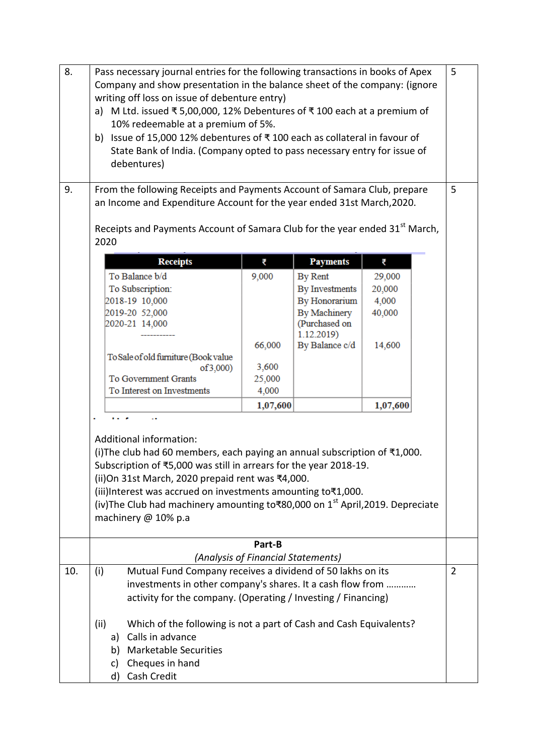| | | |
|---|---|---|
| 8. | Pass necessary journal entries for the following transactions in books of Apex Company and show presentation in the balance sheet of the company: (ignore writing off loss on issue of debenture entry)<br>a) M Ltd. issued ₹ 5,00,000, 12% Debentures of ₹ 100 each at a premium of 10% redeemable at a premium of 5%.<br>b) Issue of 15,000 12% debentures of ₹ 100 each as collateral in favour of State Bank of India. (Company opted to pass necessary entry for issue of debentures) | 5 |

**9.** From the following Receipts and Payments Account of Samara Club, prepare an Income and Expenditure Account for the year ended 31st March,2020. **(5)**

Receipts and Payments Account of Samara Club for the year ended 31st March, 2020

| Receipts | ₹ | Payments | ₹ |
|---|---|---|---|
| To Balance b/d | 9,000 | By Rent | 29,000 |
| To Subscription: | | By Investments | 20,000 |
| 2018-19 10,000 | | By Honorarium | 4,000 |
| 2019-20 52,000 | | By Machinery (Purchased on 1.12.2019) | 40,000 |
| 2020-21 14,000 | | | |
| ----------- | 66,000 | By Balance c/d | 14,600 |
| To Sale of old furniture (Book value of 3,000) | 3,600 | | |
| To Government Grants | 25,000 | | |
| To Interest on Investments | 4,000 | | |
| | **1,07,600** | | **1,07,600** |

Additional information:

(i) The club had 60 members, each paying an annual subscription of ₹1,000. Subscription of ₹5,000 was still in arrears for the year 2018-19.

(ii) On 31st March, 2020 prepaid rent was ₹4,000.

(iii) Interest was accrued on investments amounting to ₹1,000.

(iv) The Club had machinery amounting to ₹80,000 on 1st April,2019. Depreciate machinery @ 10% p.a

## Part-B

*(Analysis of Financial Statements)*

**10.** **(2)**

(i) Mutual Fund Company receives a dividend of 50 lakhs on its investments in other company's shares. It a cash flow from ……….. activity for the company. (Operating / Investing / Financing)

(ii) Which of the following is not a part of Cash and Cash Equivalents?

a) Calls in advance
b) Marketable Securities
c) Cheques in hand
d) Cash Credit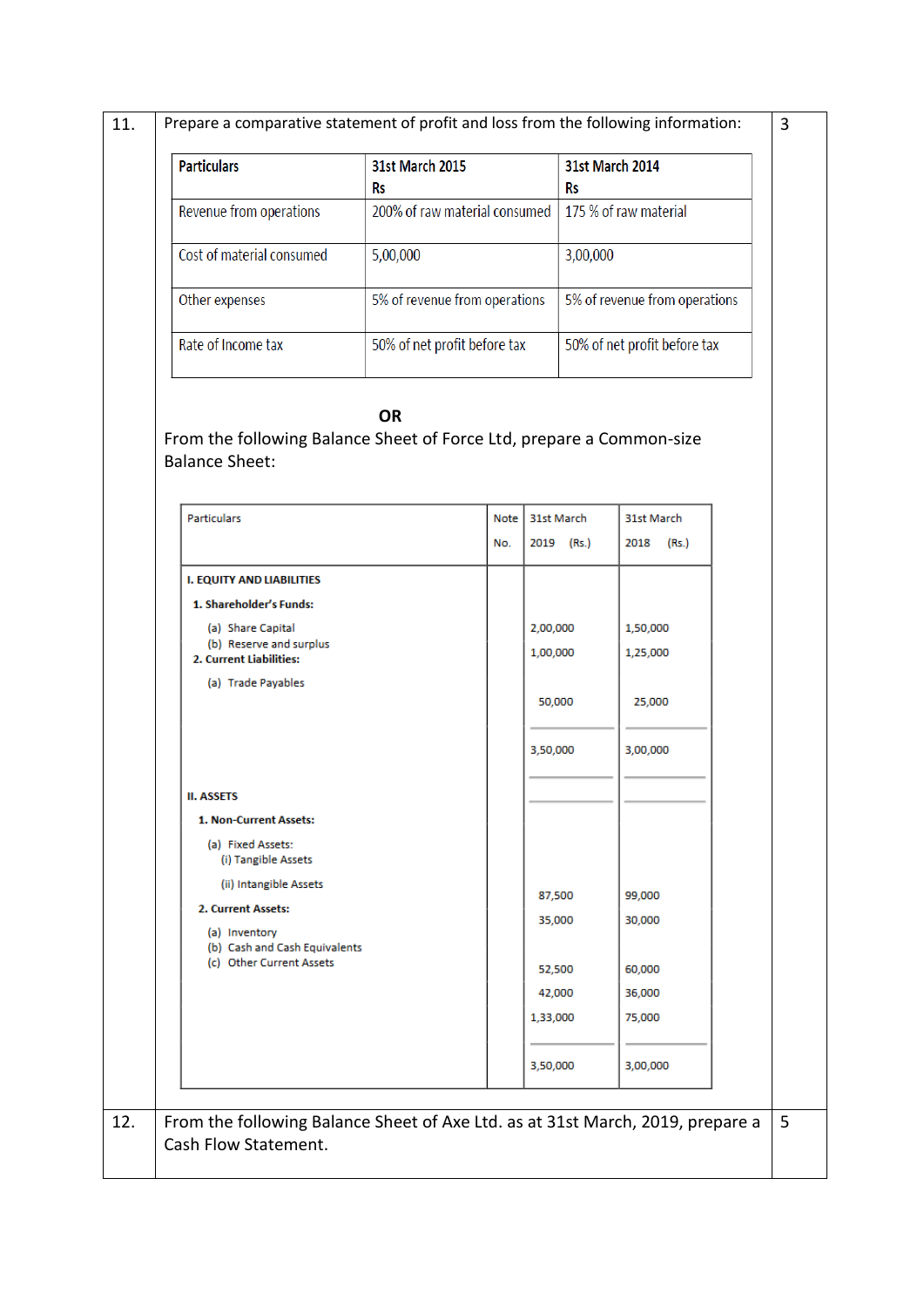**11.** Prepare a comparative statement of profit and loss from the following information: **3**

| Particulars | 31st March 2015 Rs | 31st March 2014 Rs |
|---|---|---|
| Revenue from operations | 200% of raw material consumed | 175 % of raw material |
| Cost of material consumed | 5,00,000 | 3,00,000 |
| Other expenses | 5% of revenue from operations | 5% of revenue from operations |
| Rate of Income tax | 50% of net profit before tax | 50% of net profit before tax |

**OR**

From the following Balance Sheet of Force Ltd, prepare a Common-size Balance Sheet:

| Particulars | Note No. | 31st March 2019 (Rs.) | 31st March 2018 (Rs.) |
|---|---|---|---|
| **I. EQUITY AND LIABILITIES** | | | |
| **1. Shareholder's Funds:** | | | |
| (a) Share Capital | | 2,00,000 | 1,50,000 |
| (b) Reserve and surplus | | 1,00,000 | 1,25,000 |
| **2. Current Liabilities:** | | | |
| (a) Trade Payables | | 50,000 | 25,000 |
| | | 3,50,000 | 3,00,000 |
| **II. ASSETS** | | | |
| **1. Non-Current Assets:** | | | |
| (a) Fixed Assets: | | | |
| (i) Tangible Assets | | 87,500 | 99,000 |
| (ii) Intangible Assets | | 35,000 | 30,000 |
| **2. Current Assets:** | | | |
| (a) Inventory | | 52,500 | 60,000 |
| (b) Cash and Cash Equivalents | | 42,000 | 36,000 |
| (c) Other Current Assets | | 1,33,000 | 75,000 |
| | | 3,50,000 | 3,00,000 |

**12.** From the following Balance Sheet of Axe Ltd. as at 31st March, 2019, prepare a Cash Flow Statement. **5**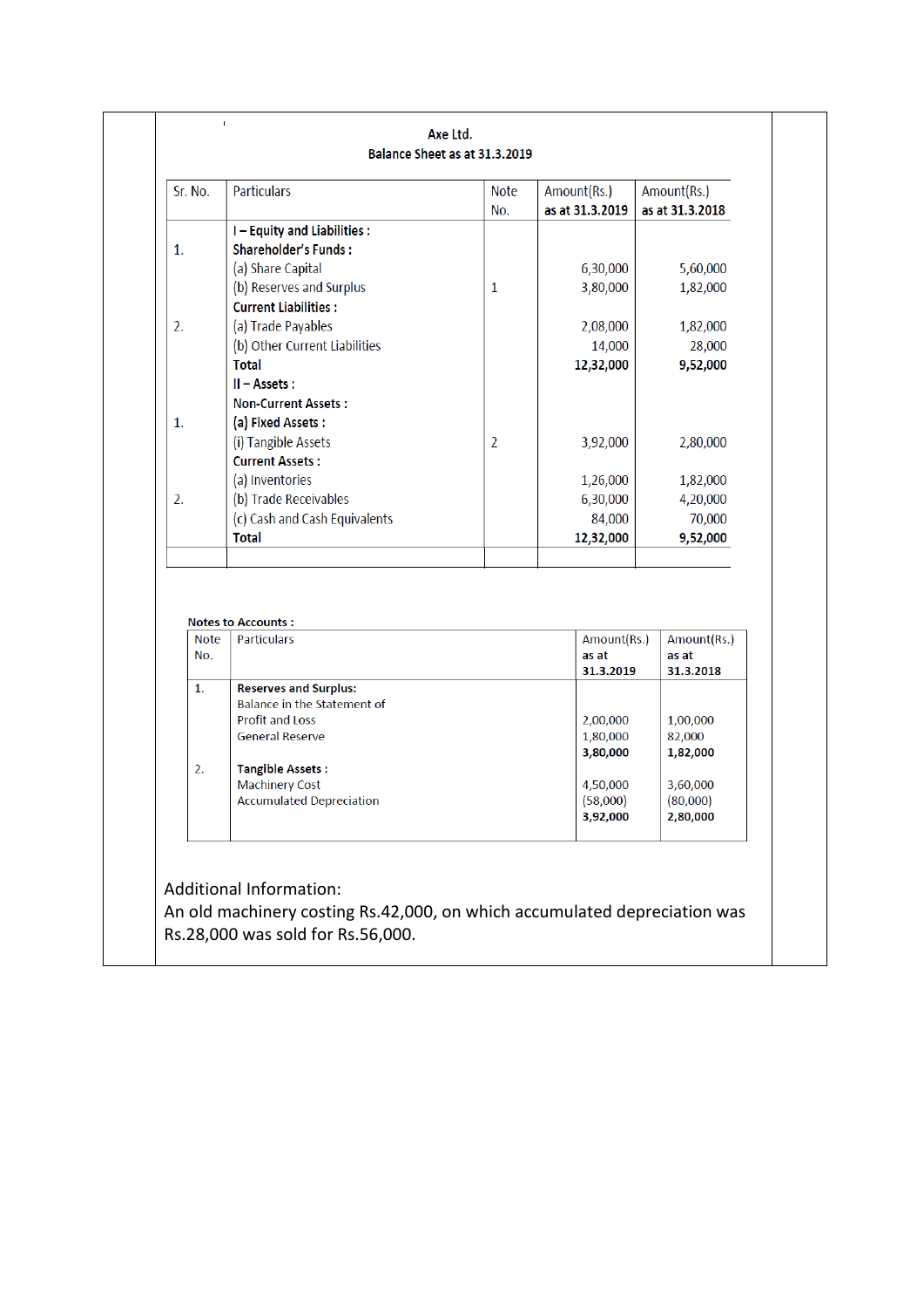**Axe Ltd.**

**Balance Sheet as at 31.3.2019**

| Sr. No. | Particulars | Note No. | Amount(Rs.) as at 31.3.2019 | Amount(Rs.) as at 31.3.2018 |
|---|---|---|---|---|
| | **I – Equity and Liabilities :** | | | |
| 1. | **Shareholder's Funds :** | | | |
| | (a) Share Capital | | 6,30,000 | 5,60,000 |
| | (b) Reserves and Surplus | 1 | 3,80,000 | 1,82,000 |
| | **Current Liabilities :** | | | |
| 2. | (a) Trade Payables | | 2,08,000 | 1,82,000 |
| | (b) Other Current Liabilities | | 14,000 | 28,000 |
| | **Total** | | **12,32,000** | **9,52,000** |
| | **II – Assets :** | | | |
| | **Non-Current Assets :** | | | |
| 1. | **(a) Fixed Assets :** | | | |
| | (i) Tangible Assets | 2 | 3,92,000 | 2,80,000 |
| | **Current Assets :** | | | |
| | (a) Inventories | | 1,26,000 | 1,82,000 |
| 2. | (b) Trade Receivables | | 6,30,000 | 4,20,000 |
| | (c) Cash and Cash Equivalents | | 84,000 | 70,000 |
| | **Total** | | **12,32,000** | **9,52,000** |

**Notes to Accounts :**

| Note No. | Particulars | Amount(Rs.) as at 31.3.2019 | Amount(Rs.) as at 31.3.2018 |
|---|---|---|---|
| 1. | **Reserves and Surplus:** | | |
| | Balance in the Statement of Profit and Loss | 2,00,000 | 1,00,000 |
| | General Reserve | 1,80,000 | 82,000 |
| | | **3,80,000** | **1,82,000** |
| 2. | **Tangible Assets :** | | |
| | Machinery Cost | 4,50,000 | 3,60,000 |
| | Accumulated Depreciation | (58,000) | (80,000) |
| | | **3,92,000** | **2,80,000** |

Additional Information:

An old machinery costing Rs.42,000, on which accumulated depreciation was Rs.28,000 was sold for Rs.56,000.